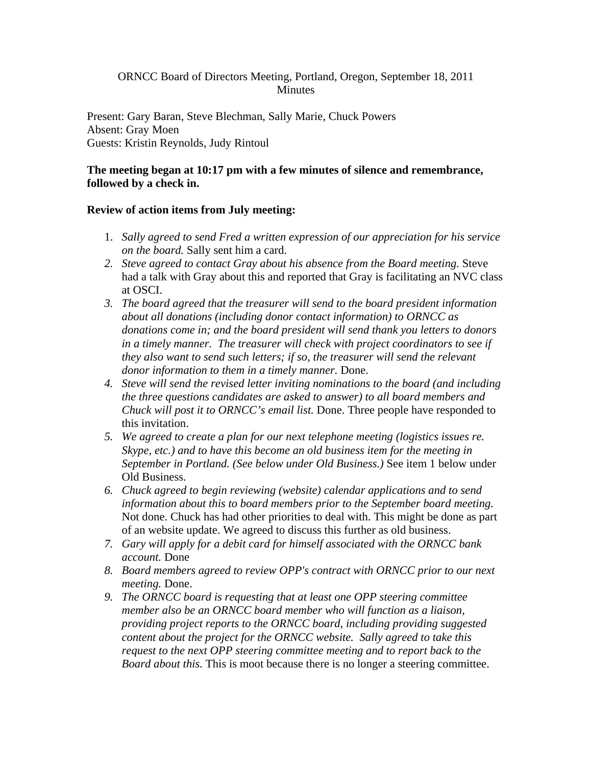ORNCC Board of Directors Meeting, Portland, Oregon, September 18, 2011
Minutes

Present: Gary Baran, Steve Blechman, Sally Marie, Chuck Powers
Absent: Gray Moen
Guests: Kristin Reynolds, Judy Rintoul

**The meeting began at 10:17 pm with a few minutes of silence and remembrance, followed by a check in.**

**Review of action items from July meeting:**

1. *Sally agreed to send Fred a written expression of our appreciation for his service on the board.* Sally sent him a card.
2. *Steve agreed to contact Gray about his absence from the Board meeting.* Steve had a talk with Gray about this and reported that Gray is facilitating an NVC class at OSCI.
3. *The board agreed that the treasurer will send to the board president information about all donations (including donor contact information) to ORNCC as donations come in; and the board president will send thank you letters to donors in a timely manner. The treasurer will check with project coordinators to see if they also want to send such letters; if so, the treasurer will send the relevant donor information to them in a timely manner.* Done.
4. *Steve will send the revised letter inviting nominations to the board (and including the three questions candidates are asked to answer) to all board members and Chuck will post it to ORNCC's email list.* Done. Three people have responded to this invitation.
5. *We agreed to create a plan for our next telephone meeting (logistics issues re. Skype, etc.) and to have this become an old business item for the meeting in September in Portland. (See below under Old Business.)* See item 1 below under Old Business.
6. *Chuck agreed to begin reviewing (website) calendar applications and to send information about this to board members prior to the September board meeting.* Not done. Chuck has had other priorities to deal with. This might be done as part of an website update. We agreed to discuss this further as old business.
7. *Gary will apply for a debit card for himself associated with the ORNCC bank account.* Done
8. *Board members agreed to review OPP's contract with ORNCC prior to our next meeting.* Done.
9. *The ORNCC board is requesting that at least one OPP steering committee member also be an ORNCC board member who will function as a liaison, providing project reports to the ORNCC board, including providing suggested content about the project for the ORNCC website. Sally agreed to take this request to the next OPP steering committee meeting and to report back to the Board about this.* This is moot because there is no longer a steering committee.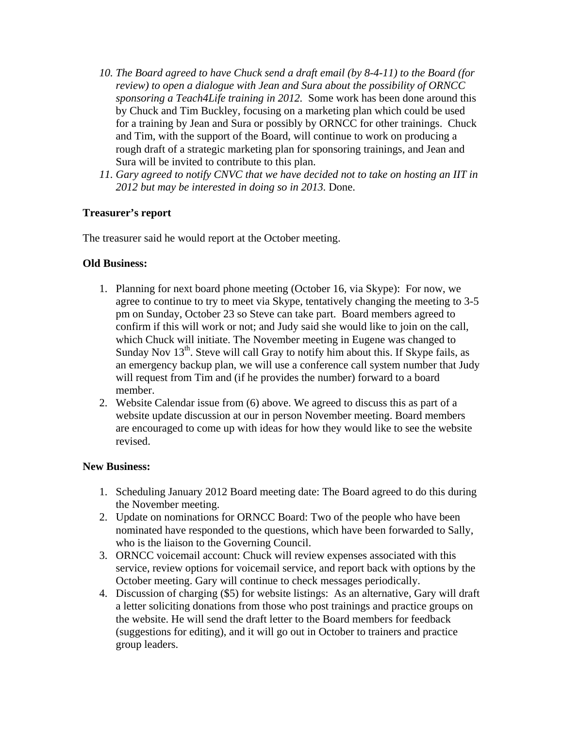10. *The Board agreed to have Chuck send a draft email (by 8-4-11) to the Board (for review) to open a dialogue with Jean and Sura about the possibility of ORNCC sponsoring a Teach4Life training in 2012.* Some work has been done around this by Chuck and Tim Buckley, focusing on a marketing plan which could be used for a training by Jean and Sura or possibly by ORNCC for other trainings. Chuck and Tim, with the support of the Board, will continue to work on producing a rough draft of a strategic marketing plan for sponsoring trainings, and Jean and Sura will be invited to contribute to this plan.
11. *Gary agreed to notify CNVC that we have decided not to take on hosting an IIT in 2012 but may be interested in doing so in 2013.* Done.

**Treasurer's report**

The treasurer said he would report at the October meeting.

**Old Business:**

1. Planning for next board phone meeting (October 16, via Skype): For now, we agree to continue to try to meet via Skype, tentatively changing the meeting to 3-5 pm on Sunday, October 23 so Steve can take part. Board members agreed to confirm if this will work or not; and Judy said she would like to join on the call, which Chuck will initiate. The November meeting in Eugene was changed to Sunday Nov 13th. Steve will call Gray to notify him about this. If Skype fails, as an emergency backup plan, we will use a conference call system number that Judy will request from Tim and (if he provides the number) forward to a board member.
2. Website Calendar issue from (6) above. We agreed to discuss this as part of a website update discussion at our in person November meeting. Board members are encouraged to come up with ideas for how they would like to see the website revised.

**New Business:**

1. Scheduling January 2012 Board meeting date: The Board agreed to do this during the November meeting.
2. Update on nominations for ORNCC Board: Two of the people who have been nominated have responded to the questions, which have been forwarded to Sally, who is the liaison to the Governing Council.
3. ORNCC voicemail account: Chuck will review expenses associated with this service, review options for voicemail service, and report back with options by the October meeting. Gary will continue to check messages periodically.
4. Discussion of charging ($5) for website listings: As an alternative, Gary will draft a letter soliciting donations from those who post trainings and practice groups on the website. He will send the draft letter to the Board members for feedback (suggestions for editing), and it will go out in October to trainers and practice group leaders.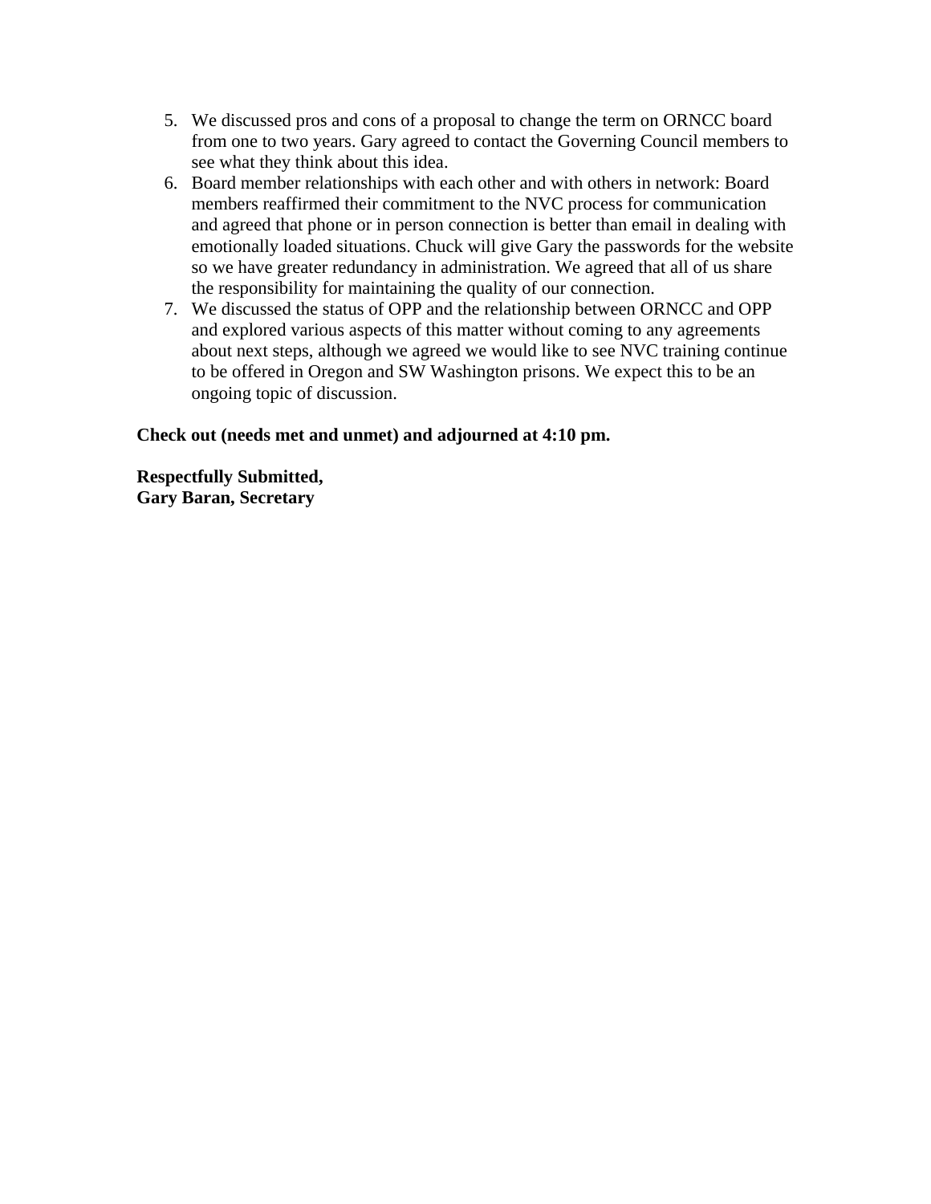5. We discussed pros and cons of a proposal to change the term on ORNCC board from one to two years. Gary agreed to contact the Governing Council members to see what they think about this idea.
6. Board member relationships with each other and with others in network: Board members reaffirmed their commitment to the NVC process for communication and agreed that phone or in person connection is better than email in dealing with emotionally loaded situations. Chuck will give Gary the passwords for the website so we have greater redundancy in administration. We agreed that all of us share the responsibility for maintaining the quality of our connection.
7. We discussed the status of OPP and the relationship between ORNCC and OPP and explored various aspects of this matter without coming to any agreements about next steps, although we agreed we would like to see NVC training continue to be offered in Oregon and SW Washington prisons. We expect this to be an ongoing topic of discussion.

**Check out (needs met and unmet) and adjourned at 4:10 pm.**

**Respectfully Submitted,**
**Gary Baran, Secretary**